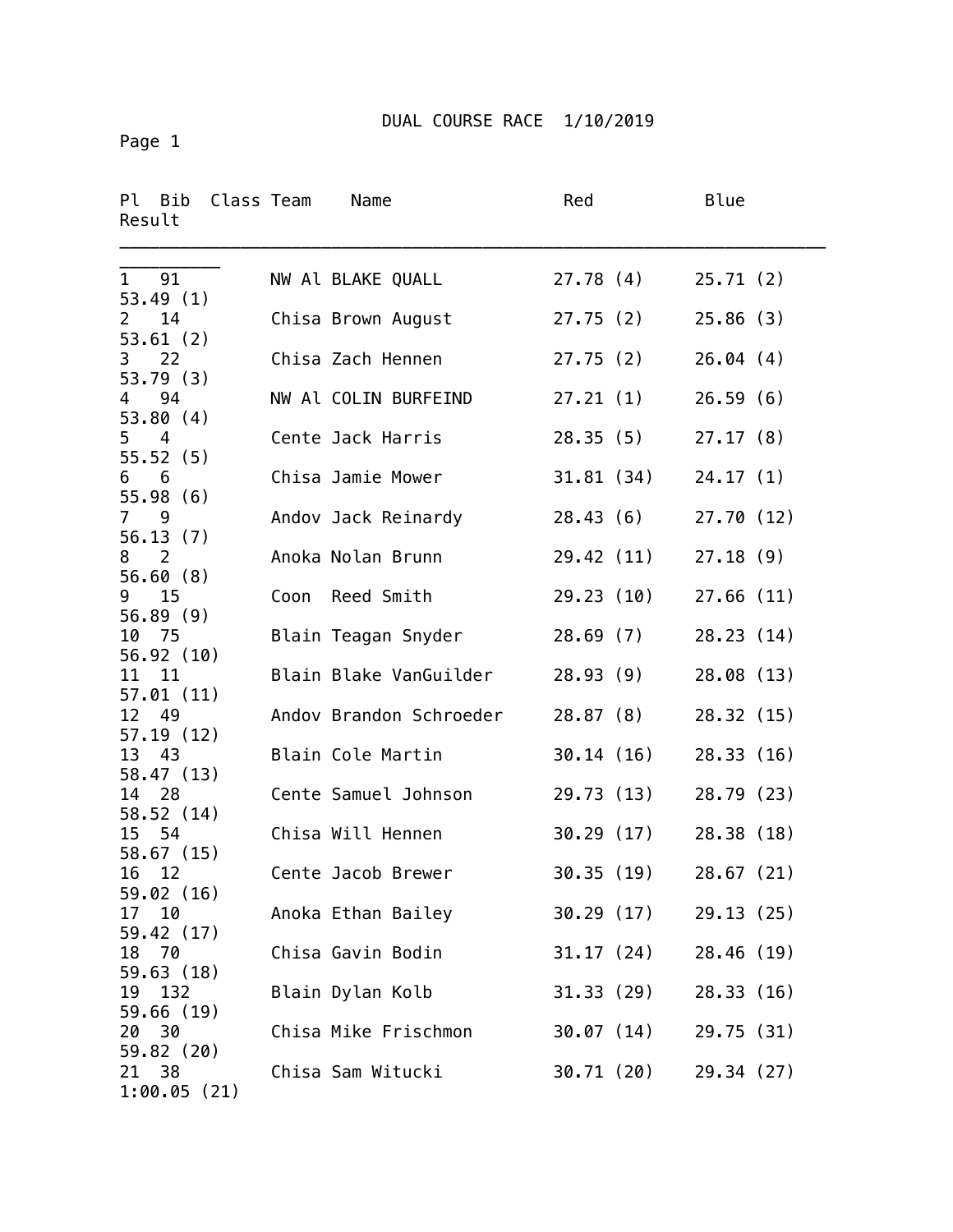# DUAL COURSE RACE 1/10/2019

Page 1

| Pl | Bib | Class | Team | Name | Red | Blue | Result |
|---|---|---|---|---|---|---|---|
| 1 | 91 | | NW Al | BLAKE QUALL | 27.78 (4) | 25.71 (2) | 53.49 (1) |
| 2 | 14 | | Chisa | Brown August | 27.75 (2) | 25.86 (3) | 53.61 (2) |
| 3 | 22 | | Chisa | Zach Hennen | 27.75 (2) | 26.04 (4) | 53.79 (3) |
| 4 | 94 | | NW Al | COLIN BURFEIND | 27.21 (1) | 26.59 (6) | 53.80 (4) |
| 5 | 4 | | Cente | Jack Harris | 28.35 (5) | 27.17 (8) | 55.52 (5) |
| 6 | 6 | | Chisa | Jamie Mower | 31.81 (34) | 24.17 (1) | 55.98 (6) |
| 7 | 9 | | Andov | Jack Reinardy | 28.43 (6) | 27.70 (12) | 56.13 (7) |
| 8 | 2 | | Anoka | Nolan Brunn | 29.42 (11) | 27.18 (9) | 56.60 (8) |
| 9 | 15 | | Coon | Reed Smith | 29.23 (10) | 27.66 (11) | 56.89 (9) |
| 10 | 75 | | Blain | Teagan Snyder | 28.69 (7) | 28.23 (14) | 56.92 (10) |
| 11 | 11 | | Blain | Blake VanGuilder | 28.93 (9) | 28.08 (13) | 57.01 (11) |
| 12 | 49 | | Andov | Brandon Schroeder | 28.87 (8) | 28.32 (15) | 57.19 (12) |
| 13 | 43 | | Blain | Cole Martin | 30.14 (16) | 28.33 (16) | 58.47 (13) |
| 14 | 28 | | Cente | Samuel Johnson | 29.73 (13) | 28.79 (23) | 58.52 (14) |
| 15 | 54 | | Chisa | Will Hennen | 30.29 (17) | 28.38 (18) | 58.67 (15) |
| 16 | 12 | | Cente | Jacob Brewer | 30.35 (19) | 28.67 (21) | 59.02 (16) |
| 17 | 10 | | Anoka | Ethan Bailey | 30.29 (17) | 29.13 (25) | 59.42 (17) |
| 18 | 70 | | Chisa | Gavin Bodin | 31.17 (24) | 28.46 (19) | 59.63 (18) |
| 19 | 132 | | Blain | Dylan Kolb | 31.33 (29) | 28.33 (16) | 59.66 (19) |
| 20 | 30 | | Chisa | Mike Frischmon | 30.07 (14) | 29.75 (31) | 59.82 (20) |
| 21 | 38 | | Chisa | Sam Witucki | 30.71 (20) | 29.34 (27) | 1:00.05 (21) |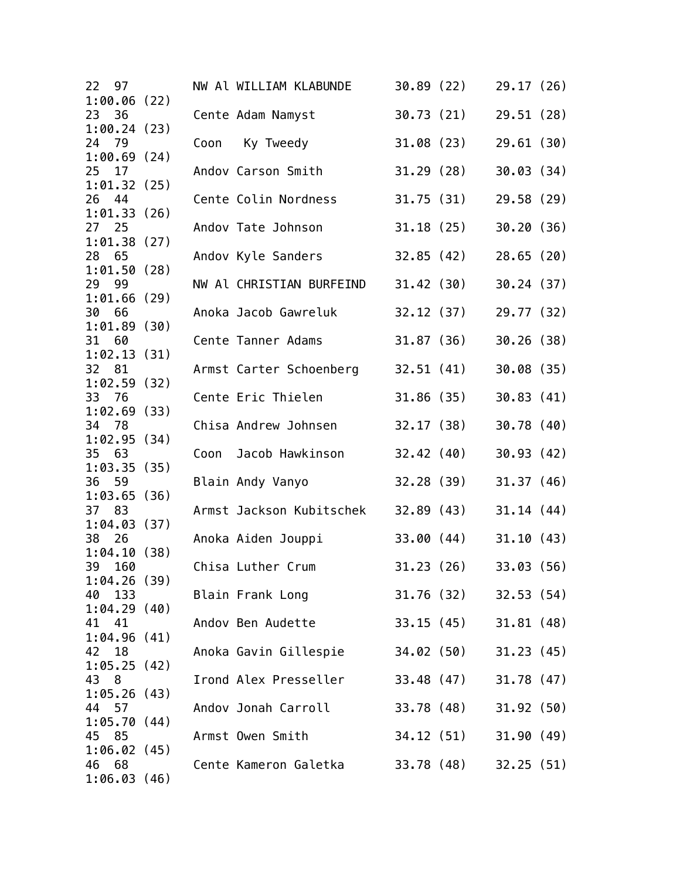```
22  97        NW Al WILLIAM KLABUNDE      30.89 (22)    29.17 (26)
1:00.06 (22)
23  36        Cente Adam Namyst           30.73 (21)    29.51 (28)
1:00.24 (23)
24  79        Coon   Ky Tweedy            31.08 (23)    29.61 (30)
1:00.69 (24)
25  17        Andov Carson Smith          31.29 (28)    30.03 (34)
1:01.32 (25)
26  44        Cente Colin Nordness        31.75 (31)    29.58 (29)
1:01.33 (26)
27  25        Andov Tate Johnson          31.18 (25)    30.20 (36)
1:01.38 (27)
28  65        Andov Kyle Sanders          32.85 (42)    28.65 (20)
1:01.50 (28)
29  99        NW Al CHRISTIAN BURFEIND    31.42 (30)    30.24 (37)
1:01.66 (29)
30  66        Anoka Jacob Gawreluk        32.12 (37)    29.77 (32)
1:01.89 (30)
31  60        Cente Tanner Adams          31.87 (36)    30.26 (38)
1:02.13 (31)
32  81        Armst Carter Schoenberg     32.51 (41)    30.08 (35)
1:02.59 (32)
33  76        Cente Eric Thielen          31.86 (35)    30.83 (41)
1:02.69 (33)
34  78        Chisa Andrew Johnsen        32.17 (38)    30.78 (40)
1:02.95 (34)
35  63        Coon  Jacob Hawkinson       32.42 (40)    30.93 (42)
1:03.35 (35)
36  59        Blain Andy Vanyo            32.28 (39)    31.37 (46)
1:03.65 (36)
37  83        Armst Jackson Kubitschek    32.89 (43)    31.14 (44)
1:04.03 (37)
38  26        Anoka Aiden Jouppi          33.00 (44)    31.10 (43)
1:04.10 (38)
39  160       Chisa Luther Crum           31.23 (26)    33.03 (56)
1:04.26 (39)
40  133       Blain Frank Long            31.76 (32)    32.53 (54)
1:04.29 (40)
41  41        Andov Ben Audette           33.15 (45)    31.81 (48)
1:04.96 (41)
42  18        Anoka Gavin Gillespie       34.02 (50)    31.23 (45)
1:05.25 (42)
43  8         Irond Alex Presseller       33.48 (47)    31.78 (47)
1:05.26 (43)
44  57        Andov Jonah Carroll         33.78 (48)    31.92 (50)
1:05.70 (44)
45  85        Armst Owen Smith            34.12 (51)    31.90 (49)
1:06.02 (45)
46  68        Cente Kameron Galetka       33.78 (48)    32.25 (51)
1:06.03 (46)
```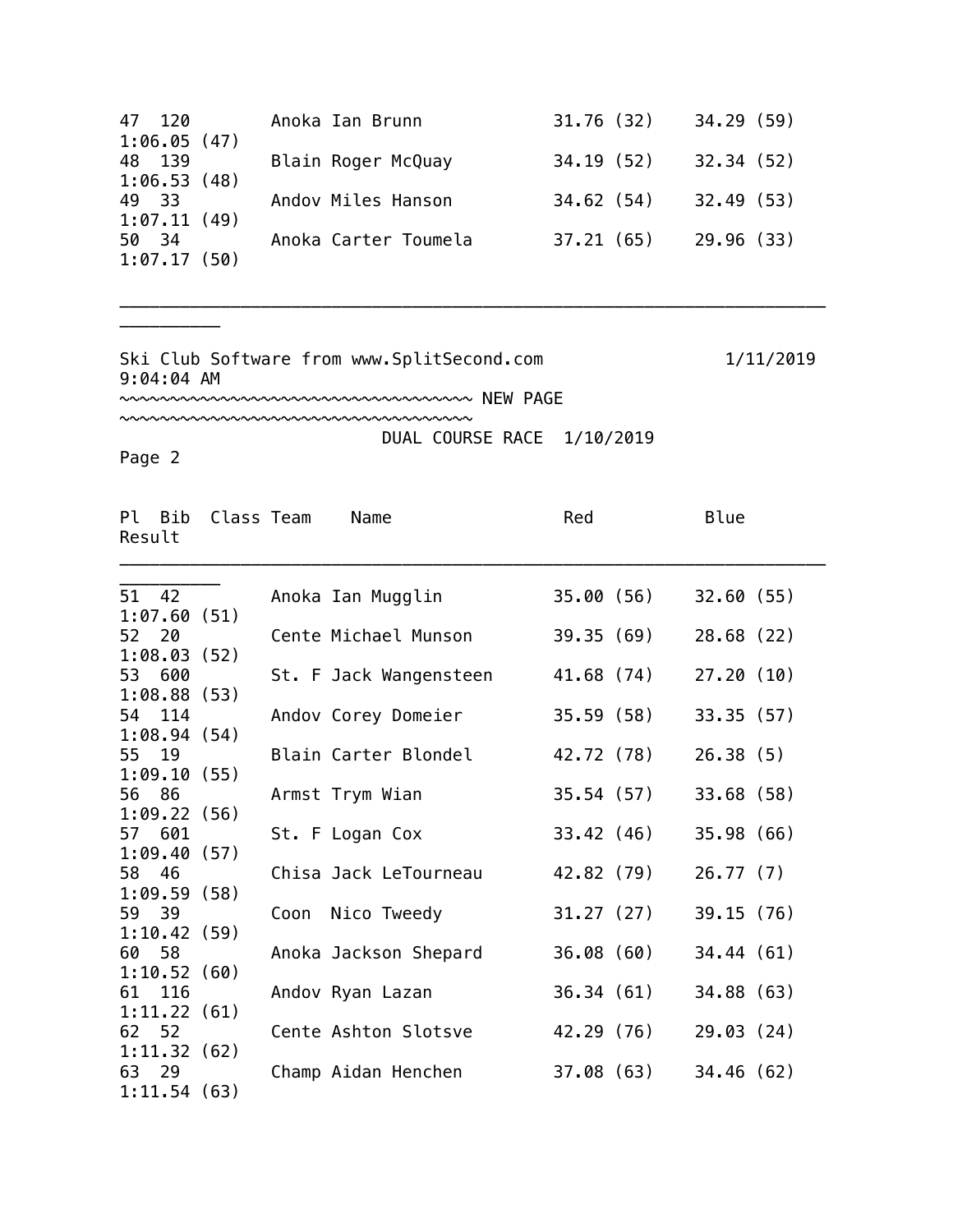| Pl | Bib | Class | Team | Name | Red | Blue | Result |
|---|---|---|---|---|---|---|---|
| 47 | 120 | | Anoka | Ian Brunn | 31.76 (32) | 34.29 (59) | 1:06.05 (47) |
| 48 | 139 | | Blain | Roger McQuay | 34.19 (52) | 32.34 (52) | 1:06.53 (48) |
| 49 | 33 | | Andov | Miles Hanson | 34.62 (54) | 32.49 (53) | 1:07.11 (49) |
| 50 | 34 | | Anoka | Carter Toumela | 37.21 (65) | 29.96 (33) | 1:07.17 (50) |

Ski Club Software from www.SplitSecond.com 1/11/2019 9:04:04 AM

~~~~~~~~~~~~~~~~~~~~~~~~~~~~~~~~~~~ NEW PAGE ~~~~~~~~~~~~~~~~~~~~~~~~~~~~~~~~~~~

DUAL COURSE RACE 1/10/2019

Page 2

| Pl | Bib | Class | Team | Name | Red | Blue | Result |
|---|---|---|---|---|---|---|---|
| 51 | 42 | | Anoka | Ian Mugglin | 35.00 (56) | 32.60 (55) | 1:07.60 (51) |
| 52 | 20 | | Cente | Michael Munson | 39.35 (69) | 28.68 (22) | 1:08.03 (52) |
| 53 | 600 | | St. F | Jack Wangensteen | 41.68 (74) | 27.20 (10) | 1:08.88 (53) |
| 54 | 114 | | Andov | Corey Domeier | 35.59 (58) | 33.35 (57) | 1:08.94 (54) |
| 55 | 19 | | Blain | Carter Blondel | 42.72 (78) | 26.38 (5) | 1:09.10 (55) |
| 56 | 86 | | Armst | Trym Wian | 35.54 (57) | 33.68 (58) | 1:09.22 (56) |
| 57 | 601 | | St. F | Logan Cox | 33.42 (46) | 35.98 (66) | 1:09.40 (57) |
| 58 | 46 | | Chisa | Jack LeTourneau | 42.82 (79) | 26.77 (7) | 1:09.59 (58) |
| 59 | 39 | | Coon | Nico Tweedy | 31.27 (27) | 39.15 (76) | 1:10.42 (59) |
| 60 | 58 | | Anoka | Jackson Shepard | 36.08 (60) | 34.44 (61) | 1:10.52 (60) |
| 61 | 116 | | Andov | Ryan Lazan | 36.34 (61) | 34.88 (63) | 1:11.22 (61) |
| 62 | 52 | | Cente | Ashton Slotsve | 42.29 (76) | 29.03 (24) | 1:11.32 (62) |
| 63 | 29 | | Champ | Aidan Henchen | 37.08 (63) | 34.46 (62) | 1:11.54 (63) |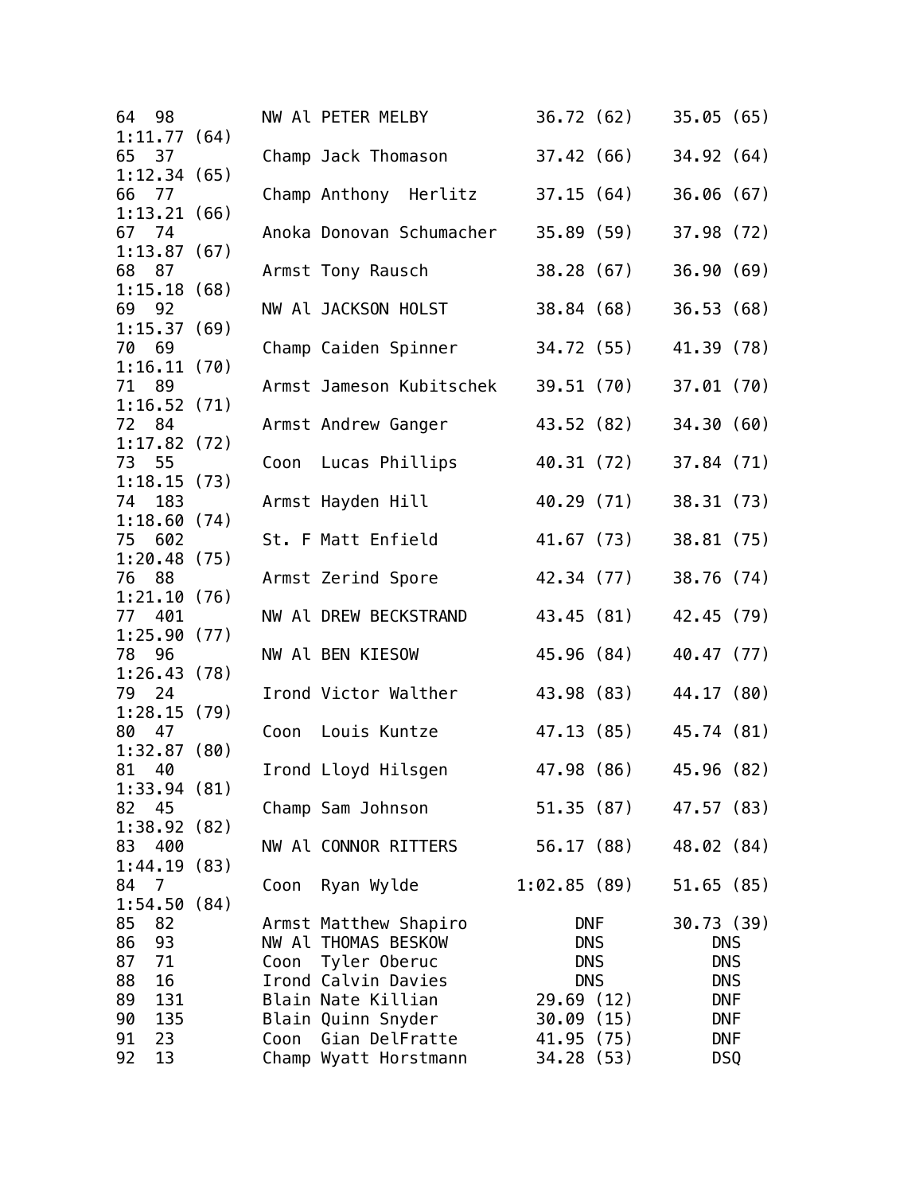```
64  98         NW Al PETER MELBY          36.72 (62)    35.05 (65)
1:11.77 (64)
65  37         Champ Jack Thomason        37.42 (66)    34.92 (64)
1:12.34 (65)
66  77         Champ Anthony  Herlitz     37.15 (64)    36.06 (67)
1:13.21 (66)
67  74         Anoka Donovan Schumacher   35.89 (59)    37.98 (72)
1:13.87 (67)
68  87         Armst Tony Rausch          38.28 (67)    36.90 (69)
1:15.18 (68)
69  92         NW Al JACKSON HOLST        38.84 (68)    36.53 (68)
1:15.37 (69)
70  69         Champ Caiden Spinner       34.72 (55)    41.39 (78)
1:16.11 (70)
71  89         Armst Jameson Kubitschek   39.51 (70)    37.01 (70)
1:16.52 (71)
72  84         Armst Andrew Ganger        43.52 (82)    34.30 (60)
1:17.82 (72)
73  55         Coon  Lucas Phillips       40.31 (72)    37.84 (71)
1:18.15 (73)
74  183        Armst Hayden Hill          40.29 (71)    38.31 (73)
1:18.60 (74)
75  602        St. F Matt Enfield         41.67 (73)    38.81 (75)
1:20.48 (75)
76  88         Armst Zerind Spore         42.34 (77)    38.76 (74)
1:21.10 (76)
77  401        NW Al DREW BECKSTRAND      43.45 (81)    42.45 (79)
1:25.90 (77)
78  96         NW Al BEN KIESOW           45.96 (84)    40.47 (77)
1:26.43 (78)
79  24         Irond Victor Walther       43.98 (83)    44.17 (80)
1:28.15 (79)
80  47         Coon  Louis Kuntze         47.13 (85)    45.74 (81)
1:32.87 (80)
81  40         Irond Lloyd Hilsgen        47.98 (86)    45.96 (82)
1:33.94 (81)
82  45         Champ Sam Johnson          51.35 (87)    47.57 (83)
1:38.92 (82)
83  400        NW Al CONNOR RITTERS       56.17 (88)    48.02 (84)
1:44.19 (83)
84  7          Coon  Ryan Wylde         1:02.85 (89)    51.65 (85)
1:54.50 (84)
85  82         Armst Matthew Shapiro          DNF       30.73 (39)
86  93         NW Al THOMAS BESKOW            DNS          DNS
87  71         Coon  Tyler Oberuc             DNS          DNS
88  16         Irond Calvin Davies            DNS          DNS
89  131        Blain Nate Killian         29.69 (12)       DNF
90  135        Blain Quinn Snyder         30.09 (15)       DNF
91  23         Coon  Gian DelFratte       41.95 (75)       DNF
92  13         Champ Wyatt Horstmann      34.28 (53)       DSQ
```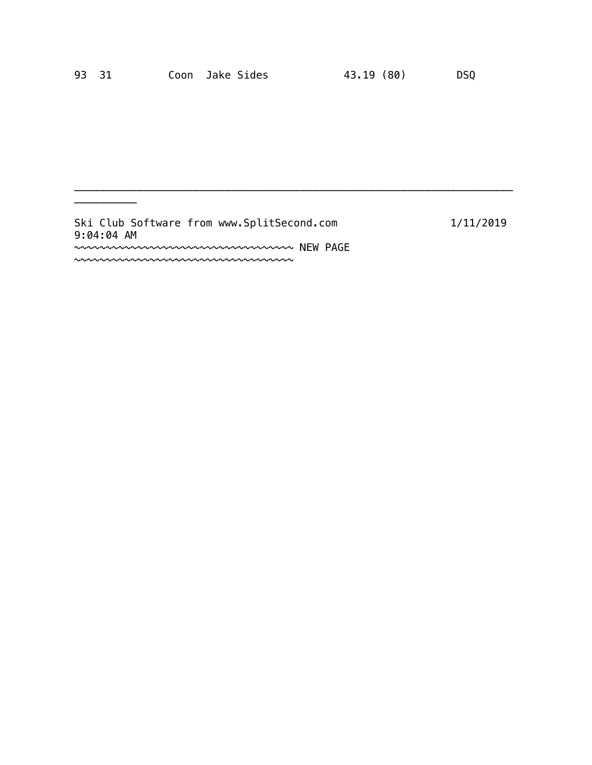| | | | | | |
|---|---|---|---|---|---|
| 93 | 31 | Coon | Jake Sides | 43.19 (80) | DSQ |

---

Ski Club Software from www.SplitSecond.com 1/11/2019 9:04:04 AM

~~~~~~~~~~~~~~~~~~~~~~~~~~~~~~~~~~~ NEW PAGE ~~~~~~~~~~~~~~~~~~~~~~~~~~~~~~~~~~~